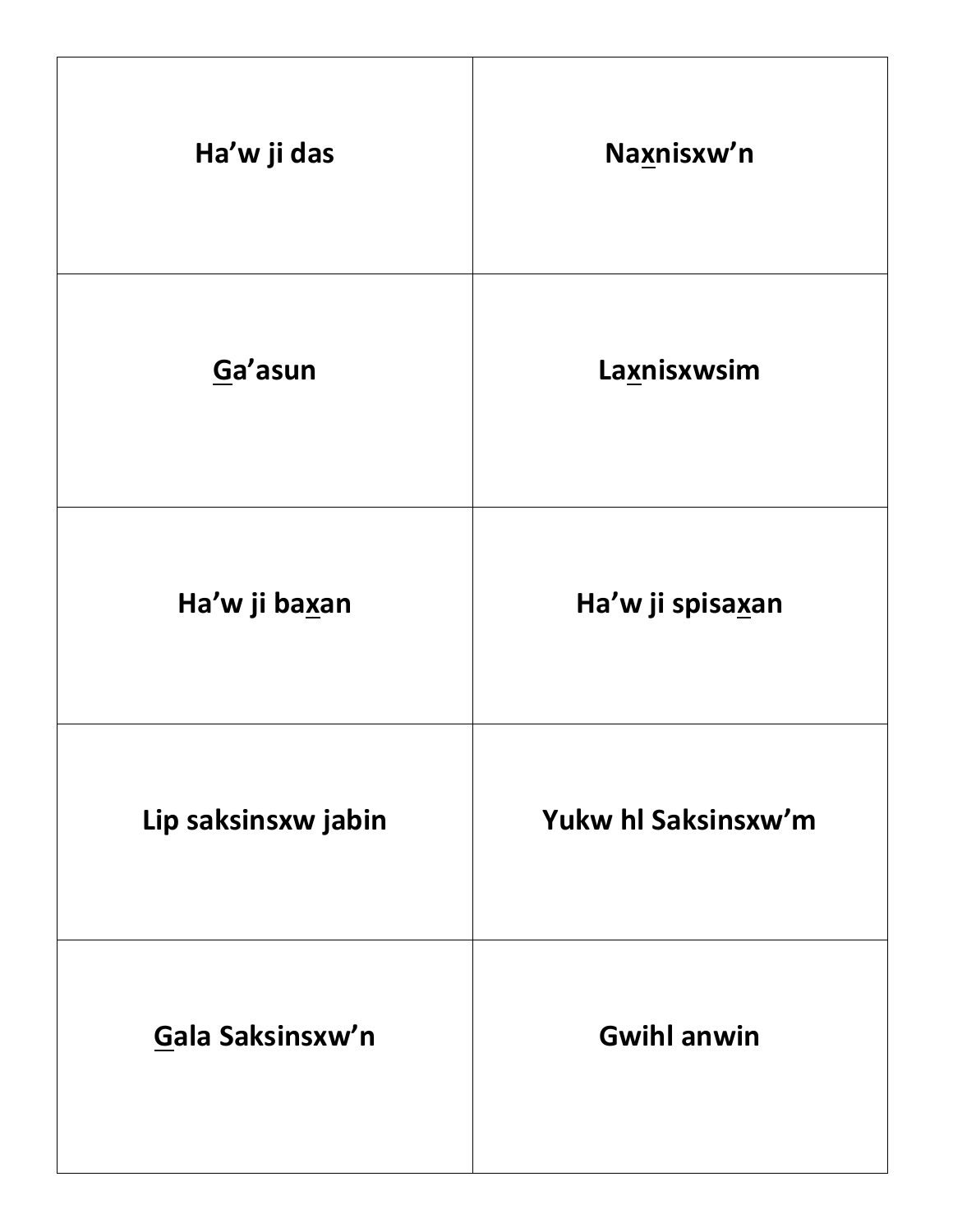| **Ha’w ji das** | **Na<u>x</u>nisxw’n** |
| --- | --- |
| **<u>G</u>a’asun** | **La<u>x</u>nisxwsim** |
| **Ha’w ji ba<u>x</u>an** | **Ha’w ji spisa<u>x</u>an** |
| **Lip saksinsxw jabin** | **Yukw hl Saksinsxw’m** |
| **<u>G</u>ala Saksinsxw’n** | **Gwihl anwin** |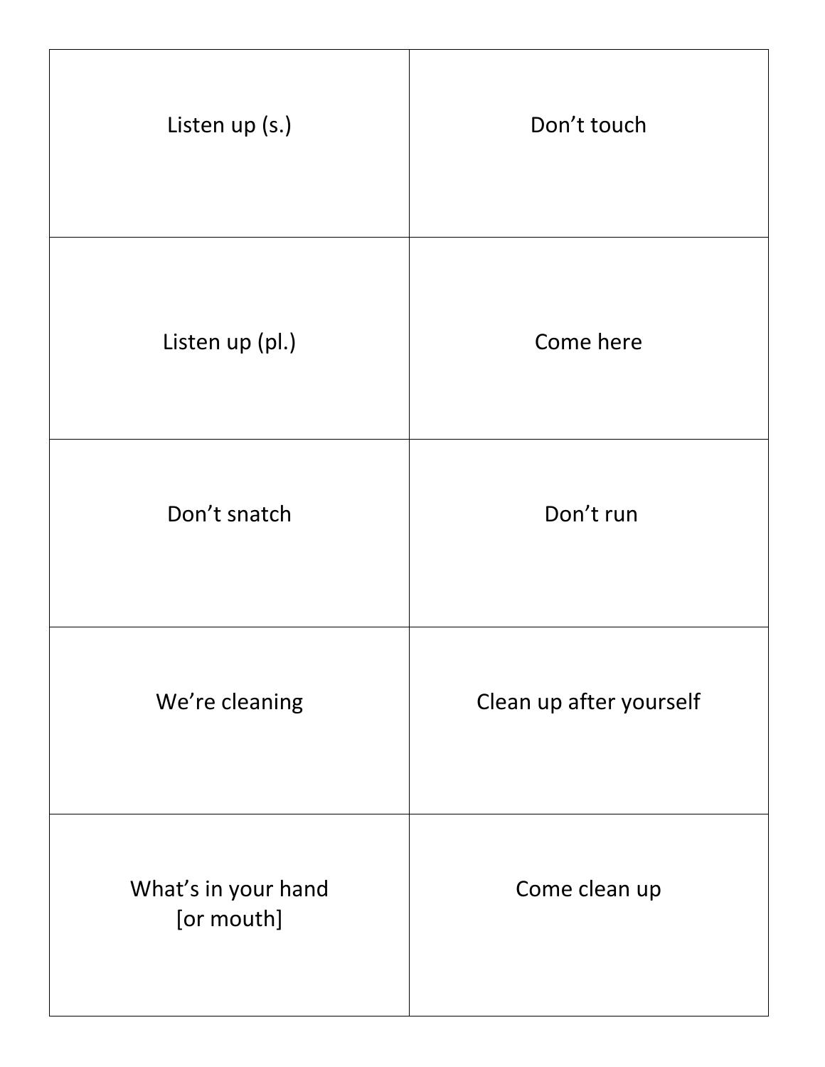| | |
|---|---|
| Listen up (s.) | Don’t touch |
| Listen up (pl.) | Come here |
| Don’t snatch | Don’t run |
| We’re cleaning | Clean up after yourself |
| What’s in your hand [or mouth] | Come clean up |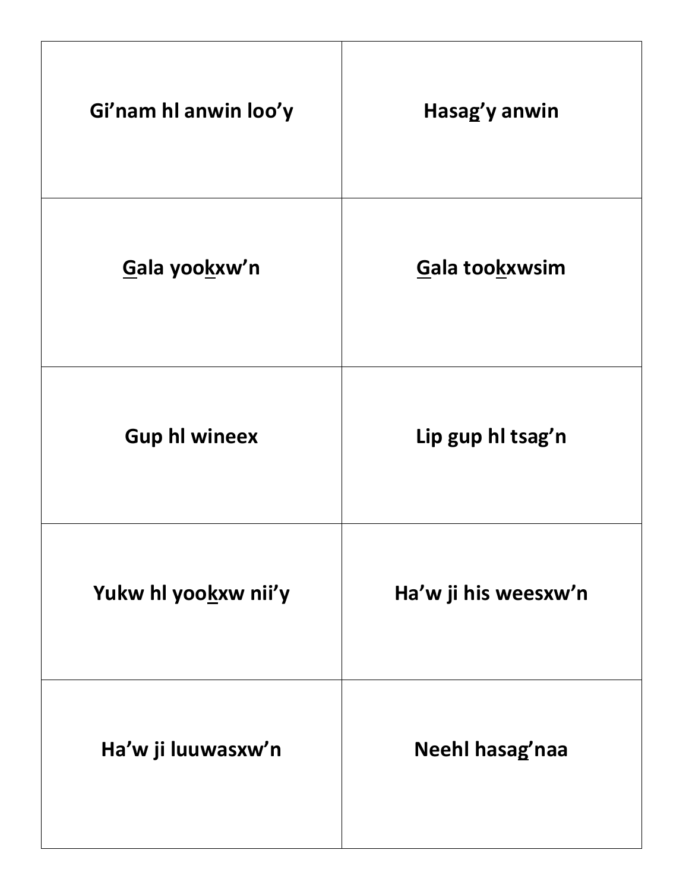| Gi’nam hl anwin loo’y | Hasa<u>g</u>’y anwin |
|---|---|
| <u>G</u>ala yoo<u>k</u>xw’n | <u>G</u>ala too<u>k</u>xwsim |
| Gup hl wineex | Lip gup hl tsag’n |
| Yukw hl yoo<u>k</u>xw nii’y | Ha’w ji his weesxw’n |
| Ha’w ji luuwasxw’n | Neehl hasa<u>g</u>’naa |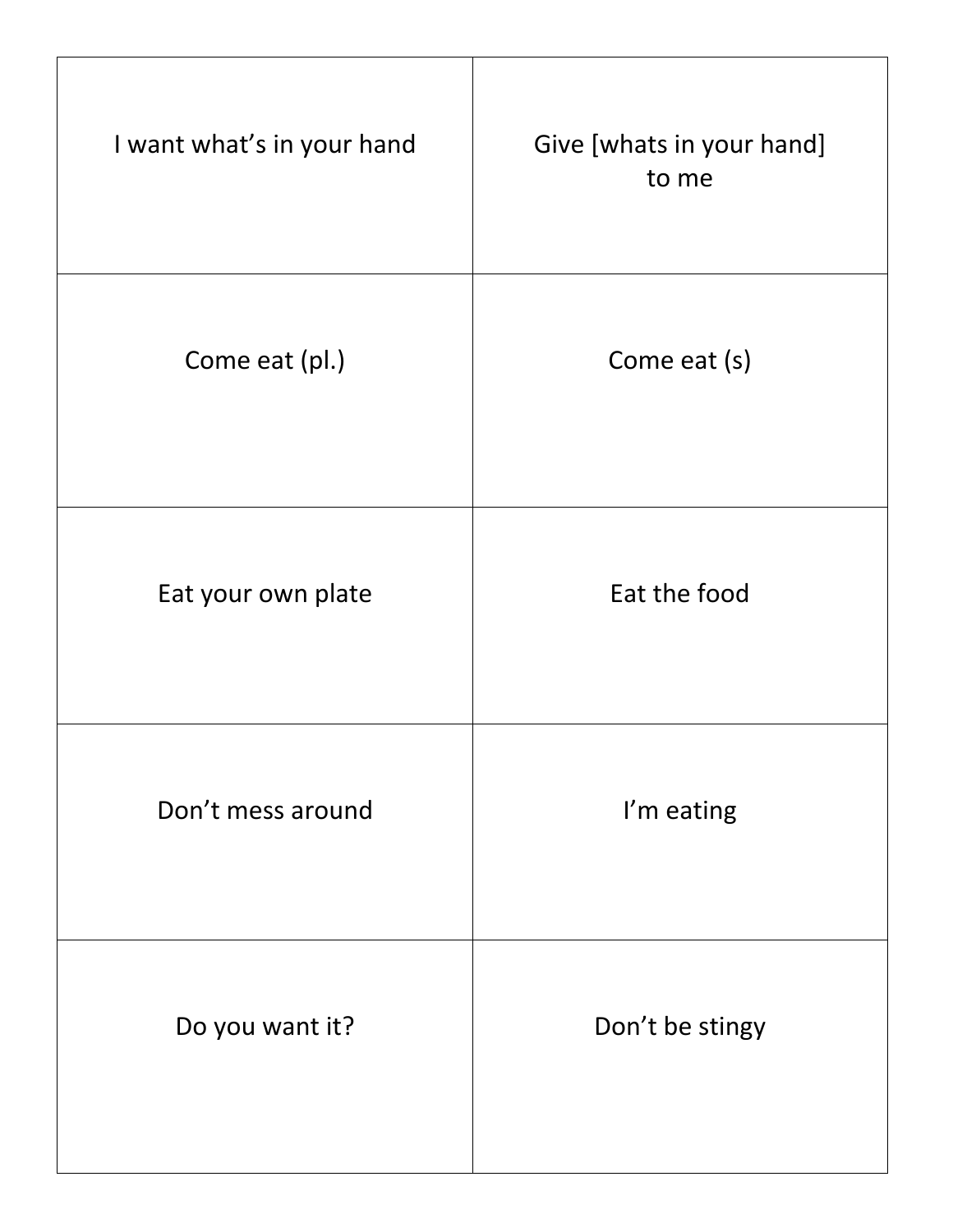| | |
|---|---|
| I want what's in your hand | Give [whats in your hand] to me |
| Come eat (pl.) | Come eat (s) |
| Eat your own plate | Eat the food |
| Don't mess around | I'm eating |
| Do you want it? | Don't be stingy |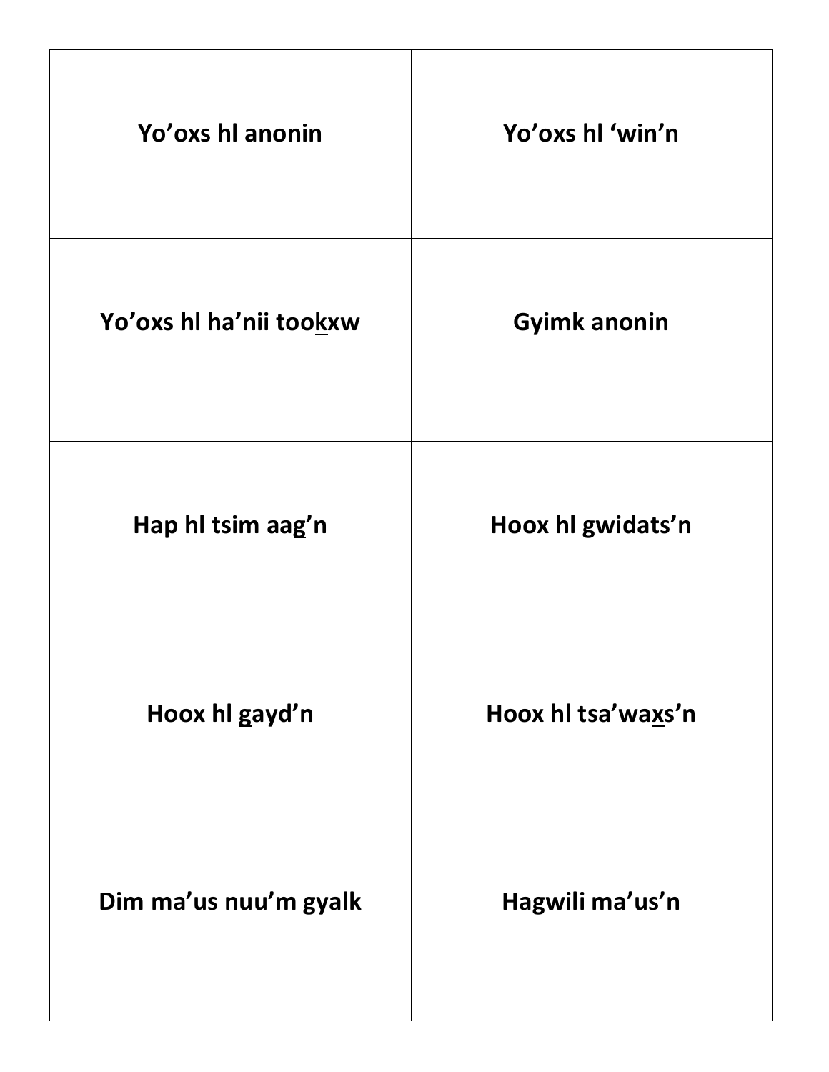| **Yo’oxs hl anonin** | **Yo’oxs hl ‘win’n** |
| --- | --- |
| **Yo’oxs hl ha’nii too<u>k</u>xw** | **Gyimk anonin** |
| **Hap hl tsim aa<u>g</u>’n** | **Hoox hl gwidats’n** |
| **Hoox hl <u>g</u>ayd’n** | **Hoox hl tsa’wa<u>x</u>s’n** |
| **Dim ma’us nuu’m gyalk** | **Hagwili ma’us’n** |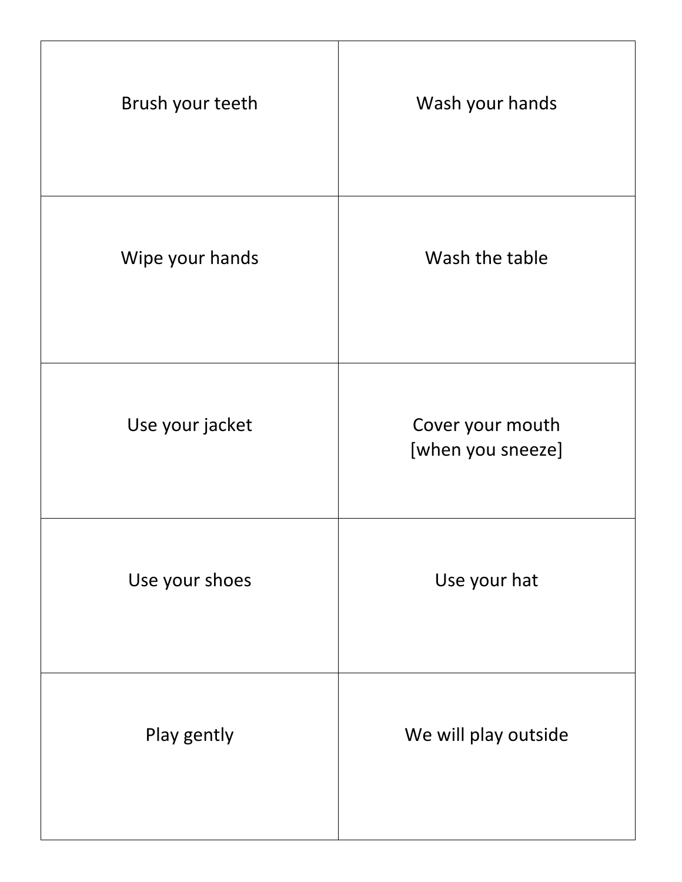| | |
|---|---|
| Brush your teeth | Wash your hands |
| Wipe your hands | Wash the table |
| Use your jacket | Cover your mouth [when you sneeze] |
| Use your shoes | Use your hat |
| Play gently | We will play outside |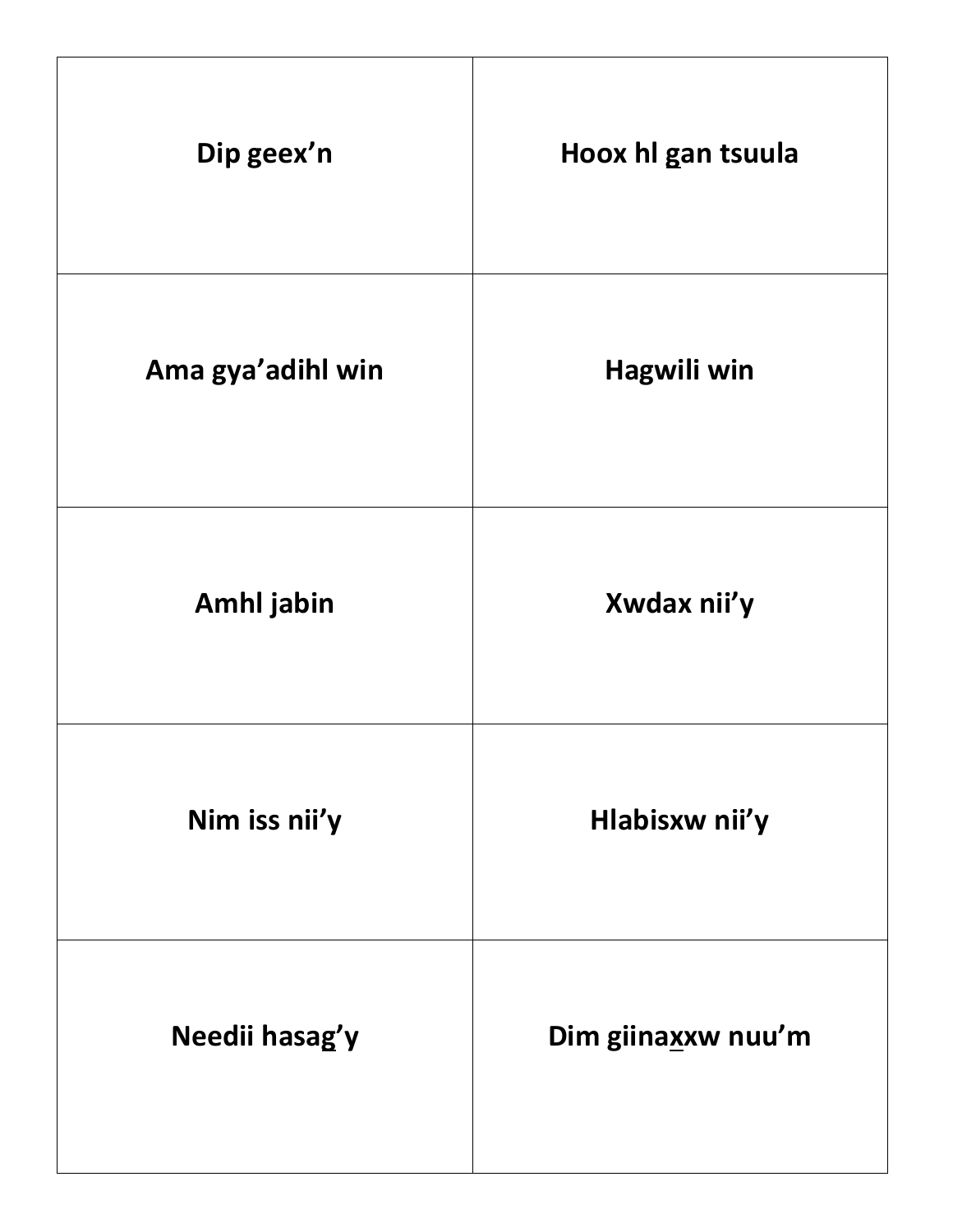| **Dip geex’n** | **Hoox hl <u>g</u>an tsuula** |
| --- | --- |
| **Ama gya’adihl win** | **Hagwili win** |
| **Amhl jabin** | **Xwdax nii’y** |
| **Nim iss nii’y** | **Hlabisxw nii’y** |
| **Needii hasa<u>g</u>’y** | **Dim giina<u>x</u>xw nuu’m** |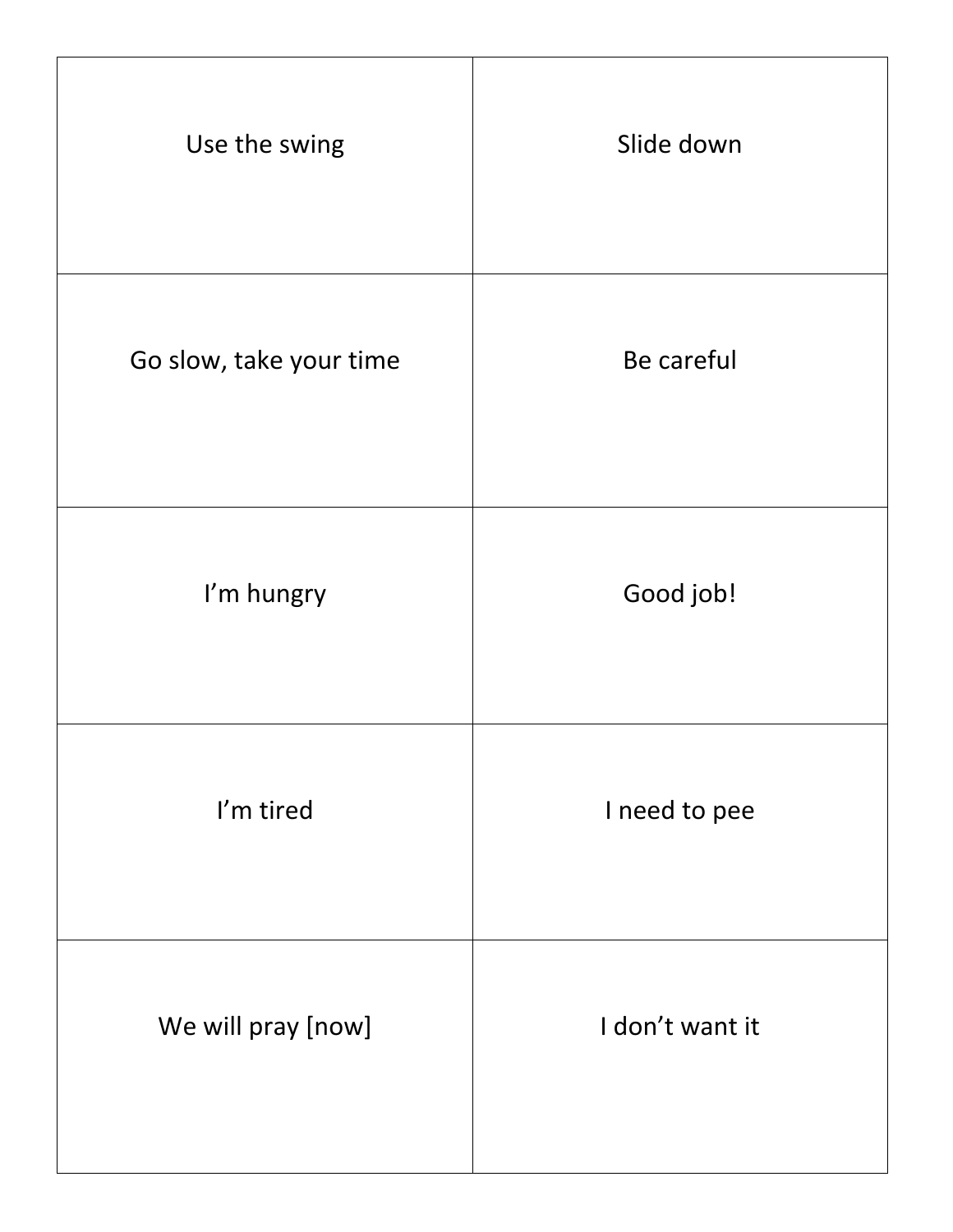| | |
|---|---|
| Use the swing | Slide down |
| Go slow, take your time | Be careful |
| I’m hungry | Good job! |
| I’m tired | I need to pee |
| We will pray [now] | I don’t want it |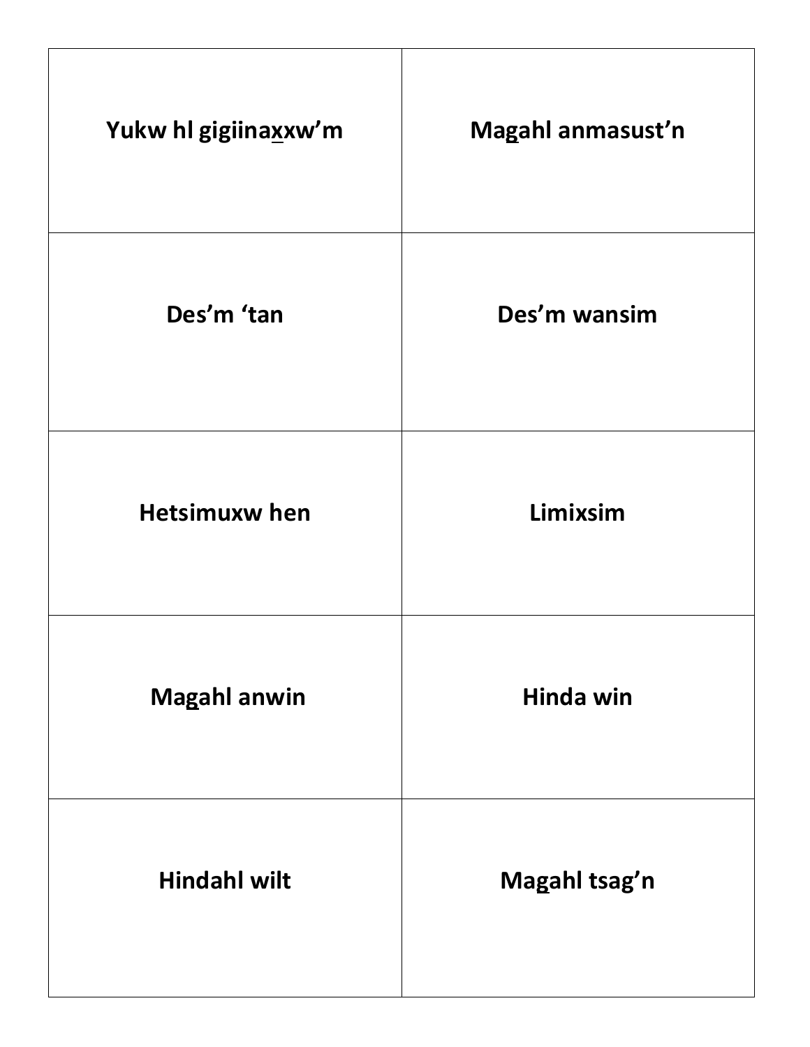| Yukw hl gigiina<u>x</u>xw’m | Ma<u>g</u>ahl anmasust’n |
| --- | --- |
| Des’m ‘tan | Des’m wansim |
| Hetsimuxw hen | Limixsim |
| Ma<u>g</u>ahl anwin | Hinda win |
| Hindahl wilt | Ma<u>g</u>ahl tsag’n |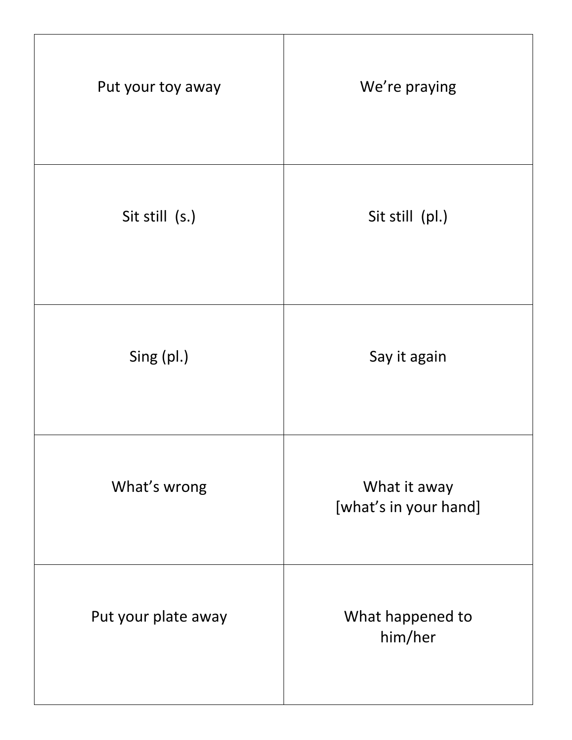| | |
|---|---|
| Put your toy away | We're praying |
| Sit still (s.) | Sit still (pl.) |
| Sing (pl.) | Say it again |
| What's wrong | What it away [what's in your hand] |
| Put your plate away | What happened to him/her |